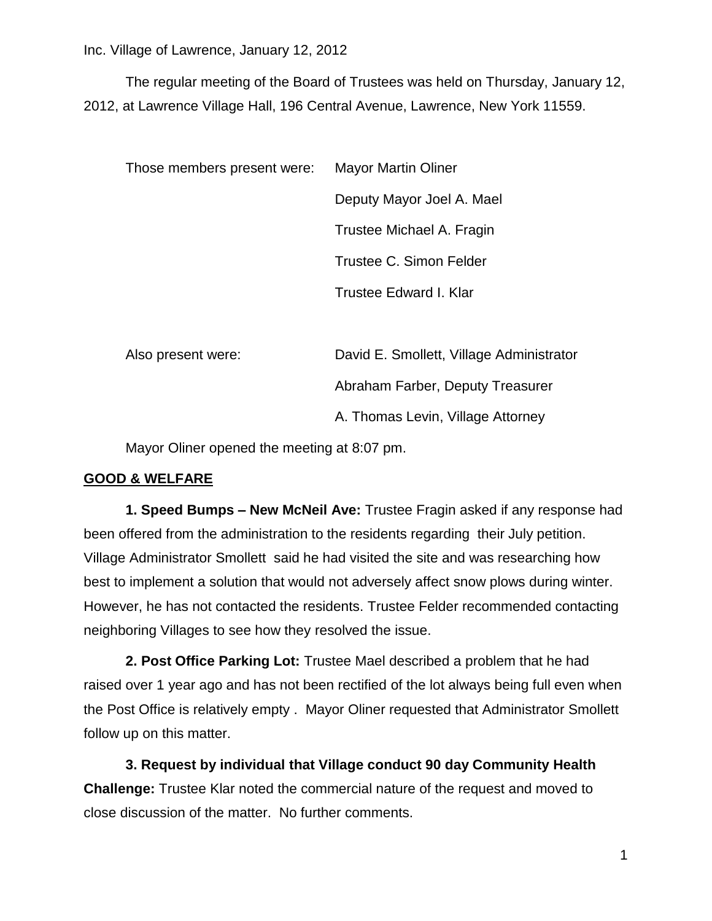Inc. Village of Lawrence, January 12, 2012

The regular meeting of the Board of Trustees was held on Thursday, January 12, 2012, at Lawrence Village Hall, 196 Central Avenue, Lawrence, New York 11559.

| | |
|---|---|
| Those members present were: | Mayor Martin Oliner |
| | Deputy Mayor Joel A. Mael |
| | Trustee Michael A. Fragin |
| | Trustee C. Simon Felder |
| | Trustee Edward I. Klar |
| Also present were: | David E. Smollett, Village Administrator |
| | Abraham Farber, Deputy Treasurer |
| | A. Thomas Levin, Village Attorney |

Mayor Oliner opened the meeting at 8:07 pm.

## GOOD & WELFARE

**1. Speed Bumps – New McNeil Ave:** Trustee Fragin asked if any response had been offered from the administration to the residents regarding their July petition. Village Administrator Smollett said he had visited the site and was researching how best to implement a solution that would not adversely affect snow plows during winter. However, he has not contacted the residents. Trustee Felder recommended contacting neighboring Villages to see how they resolved the issue.

**2. Post Office Parking Lot:** Trustee Mael described a problem that he had raised over 1 year ago and has not been rectified of the lot always being full even when the Post Office is relatively empty . Mayor Oliner requested that Administrator Smollett follow up on this matter.

**3. Request by individual that Village conduct 90 day Community Health Challenge:** Trustee Klar noted the commercial nature of the request and moved to close discussion of the matter. No further comments.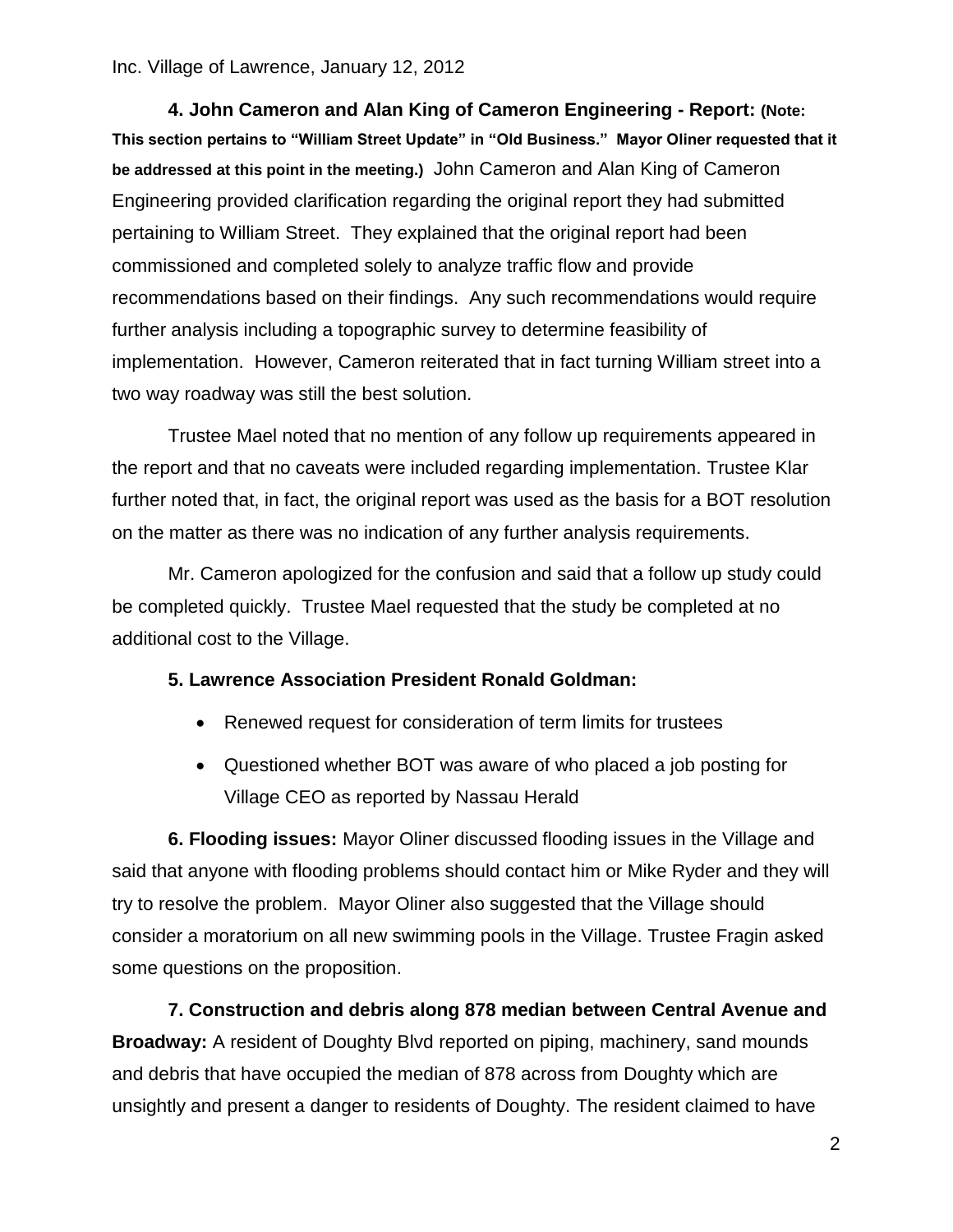**4. John Cameron and Alan King of Cameron Engineering - Report:** **(Note: This section pertains to "William Street Update" in "Old Business." Mayor Oliner requested that it be addressed at this point in the meeting.)** John Cameron and Alan King of Cameron Engineering provided clarification regarding the original report they had submitted pertaining to William Street. They explained that the original report had been commissioned and completed solely to analyze traffic flow and provide recommendations based on their findings. Any such recommendations would require further analysis including a topographic survey to determine feasibility of implementation. However, Cameron reiterated that in fact turning William street into a two way roadway was still the best solution.

Trustee Mael noted that no mention of any follow up requirements appeared in the report and that no caveats were included regarding implementation. Trustee Klar further noted that, in fact, the original report was used as the basis for a BOT resolution on the matter as there was no indication of any further analysis requirements.

Mr. Cameron apologized for the confusion and said that a follow up study could be completed quickly. Trustee Mael requested that the study be completed at no additional cost to the Village.

**5. Lawrence Association President Ronald Goldman:**

- Renewed request for consideration of term limits for trustees
- Questioned whether BOT was aware of who placed a job posting for Village CEO as reported by Nassau Herald

**6. Flooding issues:** Mayor Oliner discussed flooding issues in the Village and said that anyone with flooding problems should contact him or Mike Ryder and they will try to resolve the problem. Mayor Oliner also suggested that the Village should consider a moratorium on all new swimming pools in the Village. Trustee Fragin asked some questions on the proposition.

**7. Construction and debris along 878 median between Central Avenue and Broadway:** A resident of Doughty Blvd reported on piping, machinery, sand mounds and debris that have occupied the median of 878 across from Doughty which are unsightly and present a danger to residents of Doughty. The resident claimed to have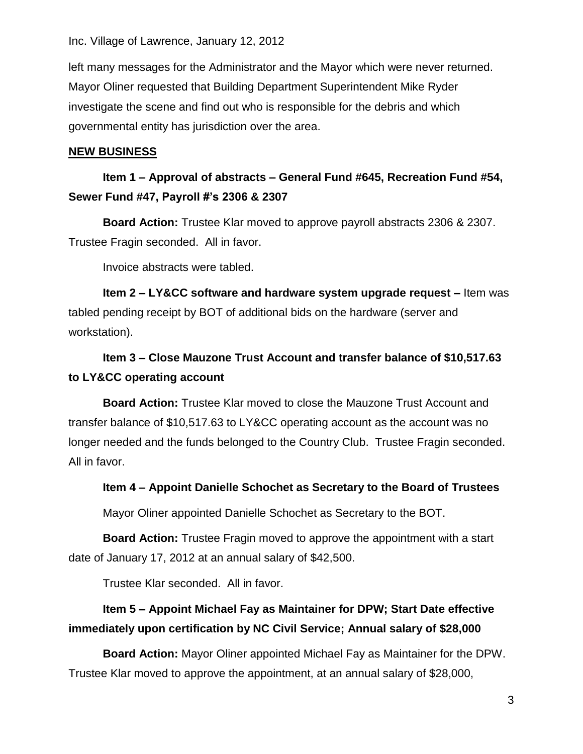left many messages for the Administrator and the Mayor which were never returned. Mayor Oliner requested that Building Department Superintendent Mike Ryder investigate the scene and find out who is responsible for the debris and which governmental entity has jurisdiction over the area.

**NEW BUSINESS**

**Item 1 – Approval of abstracts – General Fund #645, Recreation Fund #54, Sewer Fund #47, Payroll #'s 2306 & 2307**

**Board Action:** Trustee Klar moved to approve payroll abstracts 2306 & 2307. Trustee Fragin seconded. All in favor.

Invoice abstracts were tabled.

**Item 2 – LY&CC software and hardware system upgrade request –** Item was tabled pending receipt by BOT of additional bids on the hardware (server and workstation).

**Item 3 – Close Mauzone Trust Account and transfer balance of $10,517.63 to LY&CC operating account**

**Board Action:** Trustee Klar moved to close the Mauzone Trust Account and transfer balance of $10,517.63 to LY&CC operating account as the account was no longer needed and the funds belonged to the Country Club. Trustee Fragin seconded. All in favor.

**Item 4 – Appoint Danielle Schochet as Secretary to the Board of Trustees**

Mayor Oliner appointed Danielle Schochet as Secretary to the BOT.

**Board Action:** Trustee Fragin moved to approve the appointment with a start date of January 17, 2012 at an annual salary of $42,500.

Trustee Klar seconded. All in favor.

**Item 5 – Appoint Michael Fay as Maintainer for DPW; Start Date effective immediately upon certification by NC Civil Service; Annual salary of $28,000**

**Board Action:** Mayor Oliner appointed Michael Fay as Maintainer for the DPW. Trustee Klar moved to approve the appointment, at an annual salary of $28,000,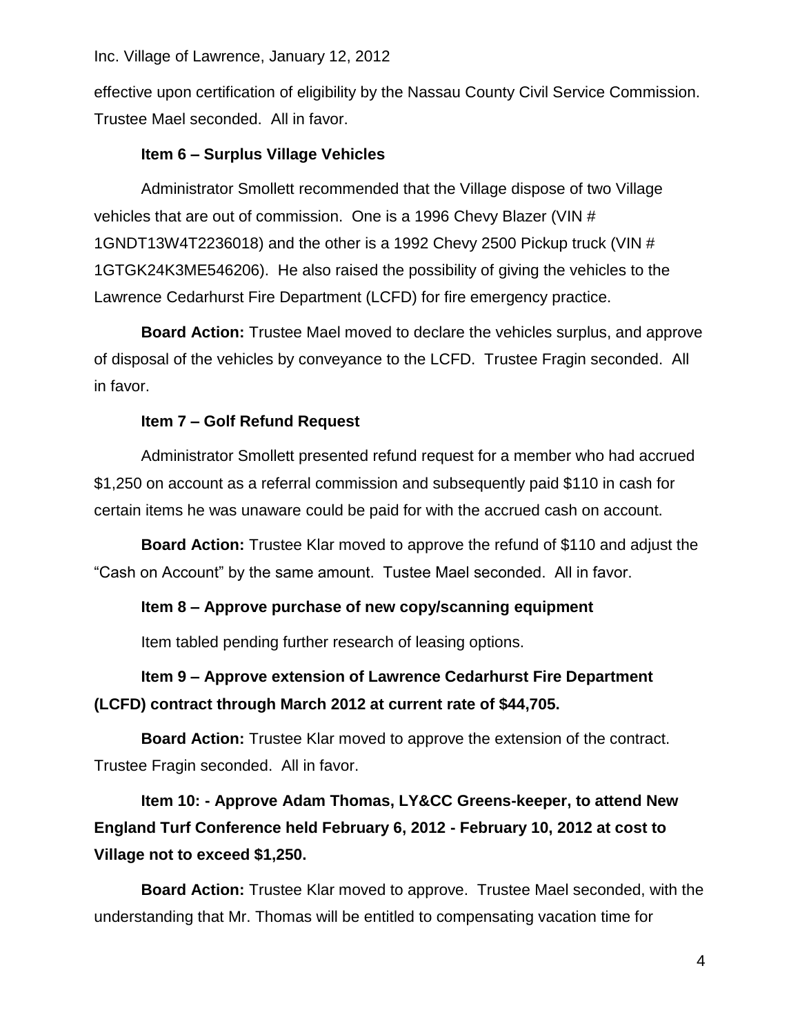effective upon certification of eligibility by the Nassau County Civil Service Commission. Trustee Mael seconded. All in favor.

**Item 6 – Surplus Village Vehicles**

Administrator Smollett recommended that the Village dispose of two Village vehicles that are out of commission. One is a 1996 Chevy Blazer (VIN # 1GNDT13W4T2236018) and the other is a 1992 Chevy 2500 Pickup truck (VIN # 1GTGK24K3ME546206). He also raised the possibility of giving the vehicles to the Lawrence Cedarhurst Fire Department (LCFD) for fire emergency practice.

**Board Action:** Trustee Mael moved to declare the vehicles surplus, and approve of disposal of the vehicles by conveyance to the LCFD. Trustee Fragin seconded. All in favor.

**Item 7 – Golf Refund Request**

Administrator Smollett presented refund request for a member who had accrued $1,250 on account as a referral commission and subsequently paid $110 in cash for certain items he was unaware could be paid for with the accrued cash on account.

**Board Action:** Trustee Klar moved to approve the refund of $110 and adjust the "Cash on Account" by the same amount. Tustee Mael seconded. All in favor.

**Item 8 – Approve purchase of new copy/scanning equipment**

Item tabled pending further research of leasing options.

**Item 9 – Approve extension of Lawrence Cedarhurst Fire Department (LCFD) contract through March 2012 at current rate of $44,705.**

**Board Action:** Trustee Klar moved to approve the extension of the contract. Trustee Fragin seconded. All in favor.

**Item 10: - Approve Adam Thomas, LY&CC Greens-keeper, to attend New England Turf Conference held February 6, 2012 - February 10, 2012 at cost to Village not to exceed $1,250.**

**Board Action:** Trustee Klar moved to approve. Trustee Mael seconded, with the understanding that Mr. Thomas will be entitled to compensating vacation time for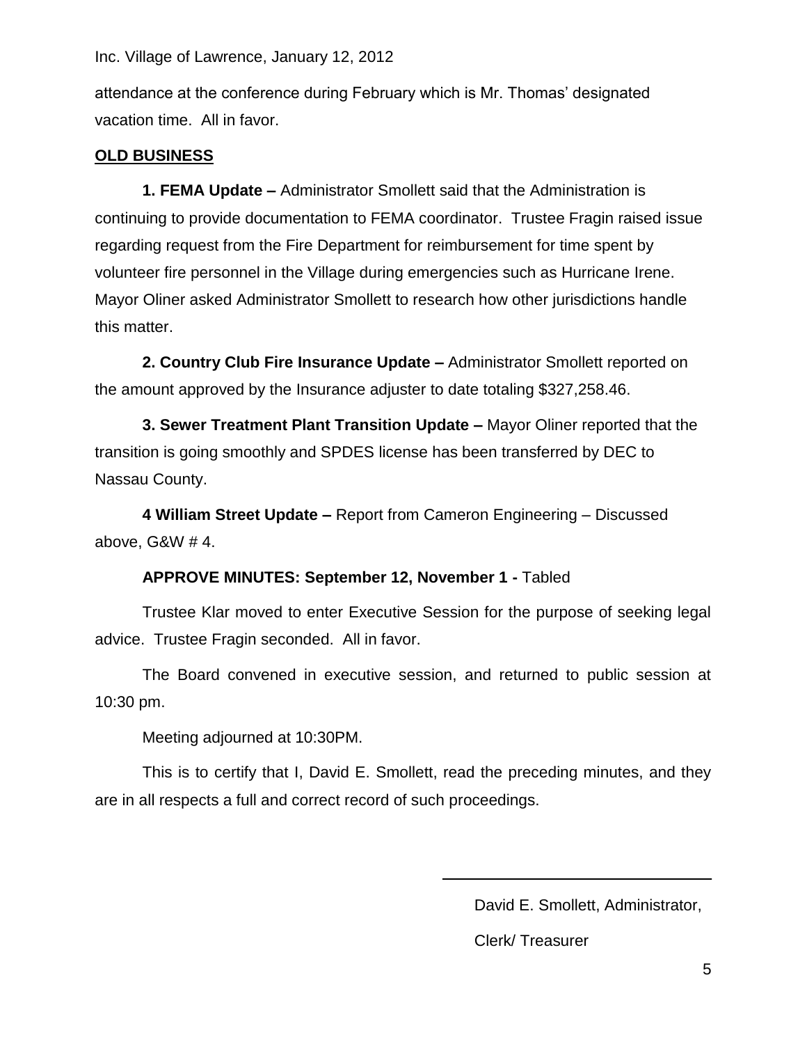attendance at the conference during February which is Mr. Thomas' designated vacation time. All in favor.

## OLD BUSINESS

**1. FEMA Update –** Administrator Smollett said that the Administration is continuing to provide documentation to FEMA coordinator. Trustee Fragin raised issue regarding request from the Fire Department for reimbursement for time spent by volunteer fire personnel in the Village during emergencies such as Hurricane Irene. Mayor Oliner asked Administrator Smollett to research how other jurisdictions handle this matter.

**2. Country Club Fire Insurance Update –** Administrator Smollett reported on the amount approved by the Insurance adjuster to date totaling $327,258.46.

**3. Sewer Treatment Plant Transition Update –** Mayor Oliner reported that the transition is going smoothly and SPDES license has been transferred by DEC to Nassau County.

**4 William Street Update –** Report from Cameron Engineering – Discussed above, G&W # 4.

**APPROVE MINUTES: September 12, November 1 -** Tabled

Trustee Klar moved to enter Executive Session for the purpose of seeking legal advice. Trustee Fragin seconded. All in favor.

The Board convened in executive session, and returned to public session at 10:30 pm.

Meeting adjourned at 10:30PM.

This is to certify that I, David E. Smollett, read the preceding minutes, and they are in all respects a full and correct record of such proceedings.

\_\_\_\_\_\_\_\_\_\_\_\_\_\_\_\_\_\_\_\_\_\_\_\_\_\_\_\_\_\_

David E. Smollett, Administrator,

Clerk/ Treasurer